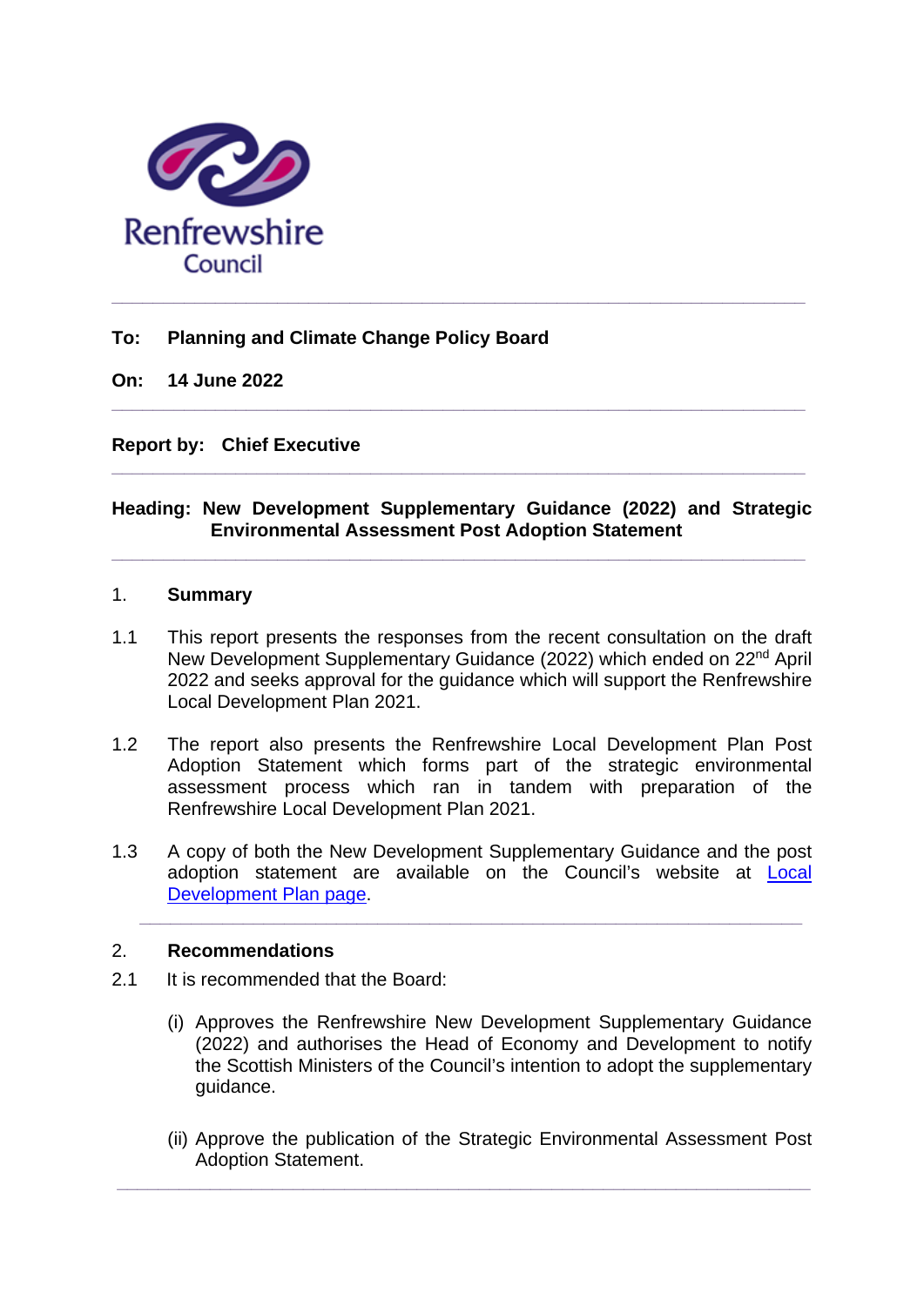Renfrewshire Council

---

**To: Planning and Climate Change Policy Board**

**On: 14 June 2022**

---

**Report by: Chief Executive**

---

**Heading: New Development Supplementary Guidance (2022) and Strategic Environmental Assessment Post Adoption Statement**

---

## 1. Summary

1.1 This report presents the responses from the recent consultation on the draft New Development Supplementary Guidance (2022) which ended on 22nd April 2022 and seeks approval for the guidance which will support the Renfrewshire Local Development Plan 2021.

1.2 The report also presents the Renfrewshire Local Development Plan Post Adoption Statement which forms part of the strategic environmental assessment process which ran in tandem with preparation of the Renfrewshire Local Development Plan 2021.

1.3 A copy of both the New Development Supplementary Guidance and the post adoption statement are available on the Council's website at Local Development Plan page.

---

## 2. Recommendations

2.1 It is recommended that the Board:

(i) Approves the Renfrewshire New Development Supplementary Guidance (2022) and authorises the Head of Economy and Development to notify the Scottish Ministers of the Council's intention to adopt the supplementary guidance.

(ii) Approve the publication of the Strategic Environmental Assessment Post Adoption Statement.

---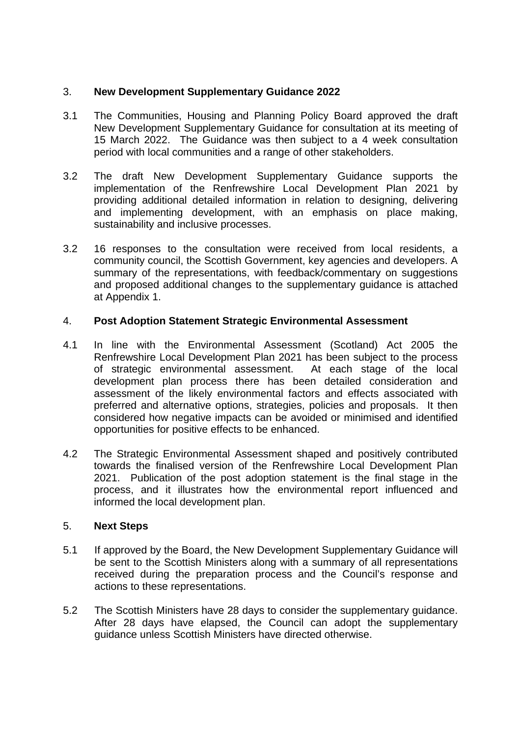3. **New Development Supplementary Guidance 2022**

3.1 The Communities, Housing and Planning Policy Board approved the draft New Development Supplementary Guidance for consultation at its meeting of 15 March 2022. The Guidance was then subject to a 4 week consultation period with local communities and a range of other stakeholders.

3.2 The draft New Development Supplementary Guidance supports the implementation of the Renfrewshire Local Development Plan 2021 by providing additional detailed information in relation to designing, delivering and implementing development, with an emphasis on place making, sustainability and inclusive processes.

3.2 16 responses to the consultation were received from local residents, a community council, the Scottish Government, key agencies and developers. A summary of the representations, with feedback/commentary on suggestions and proposed additional changes to the supplementary guidance is attached at Appendix 1.

4. **Post Adoption Statement Strategic Environmental Assessment**

4.1 In line with the Environmental Assessment (Scotland) Act 2005 the Renfrewshire Local Development Plan 2021 has been subject to the process of strategic environmental assessment. At each stage of the local development plan process there has been detailed consideration and assessment of the likely environmental factors and effects associated with preferred and alternative options, strategies, policies and proposals. It then considered how negative impacts can be avoided or minimised and identified opportunities for positive effects to be enhanced.

4.2 The Strategic Environmental Assessment shaped and positively contributed towards the finalised version of the Renfrewshire Local Development Plan 2021. Publication of the post adoption statement is the final stage in the process, and it illustrates how the environmental report influenced and informed the local development plan.

5. **Next Steps**

5.1 If approved by the Board, the New Development Supplementary Guidance will be sent to the Scottish Ministers along with a summary of all representations received during the preparation process and the Council's response and actions to these representations.

5.2 The Scottish Ministers have 28 days to consider the supplementary guidance. After 28 days have elapsed, the Council can adopt the supplementary guidance unless Scottish Ministers have directed otherwise.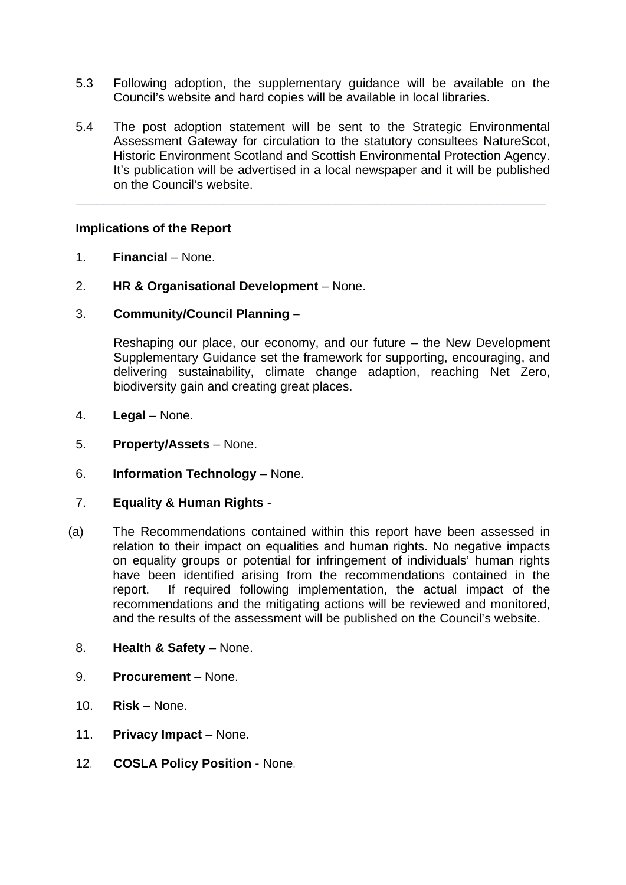5.3 Following adoption, the supplementary guidance will be available on the Council's website and hard copies will be available in local libraries.

5.4 The post adoption statement will be sent to the Strategic Environmental Assessment Gateway for circulation to the statutory consultees NatureScot, Historic Environment Scotland and Scottish Environmental Protection Agency. It's publication will be advertised in a local newspaper and it will be published on the Council's website.

---

**Implications of the Report**

1. **Financial** – None.

2. **HR & Organisational Development** – None.

3. **Community/Council Planning –**

   Reshaping our place, our economy, and our future – the New Development Supplementary Guidance set the framework for supporting, encouraging, and delivering sustainability, climate change adaption, reaching Net Zero, biodiversity gain and creating great places.

4. **Legal** – None.

5. **Property/Assets** – None.

6. **Information Technology** – None.

7. **Equality & Human Rights** -

   (a) The Recommendations contained within this report have been assessed in relation to their impact on equalities and human rights. No negative impacts on equality groups or potential for infringement of individuals' human rights have been identified arising from the recommendations contained in the report. If required following implementation, the actual impact of the recommendations and the mitigating actions will be reviewed and monitored, and the results of the assessment will be published on the Council's website.

8. **Health & Safety** – None.

9. **Procurement** – None.

10. **Risk** – None.

11. **Privacy Impact** – None.

12. **COSLA Policy Position** - None.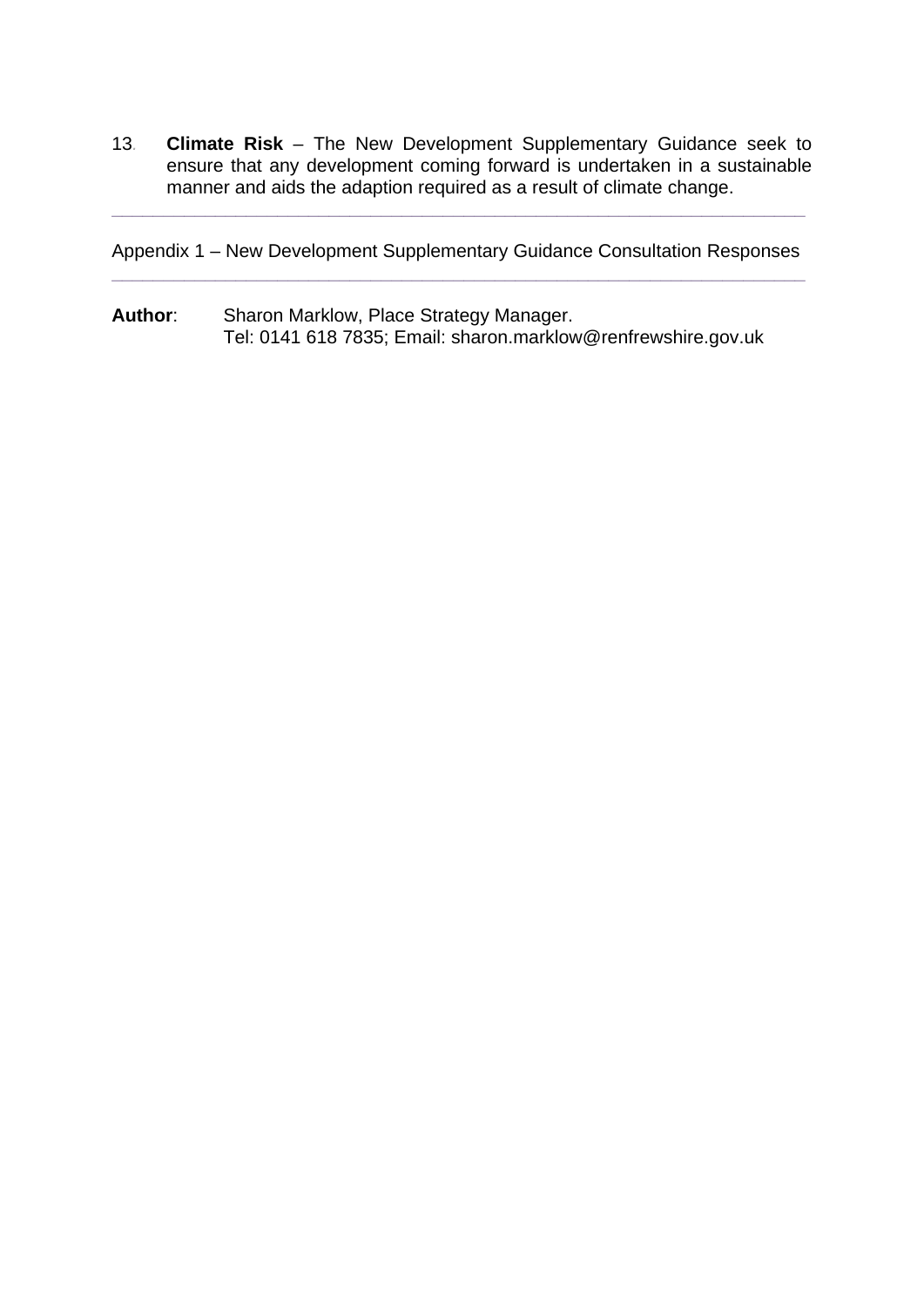13. **Climate Risk** – The New Development Supplementary Guidance seek to ensure that any development coming forward is undertaken in a sustainable manner and aids the adaption required as a result of climate change.

---

Appendix 1 – New Development Supplementary Guidance Consultation Responses

---

**Author**: Sharon Marklow, Place Strategy Manager.
Tel: 0141 618 7835; Email: sharon.marklow@renfrewshire.gov.uk